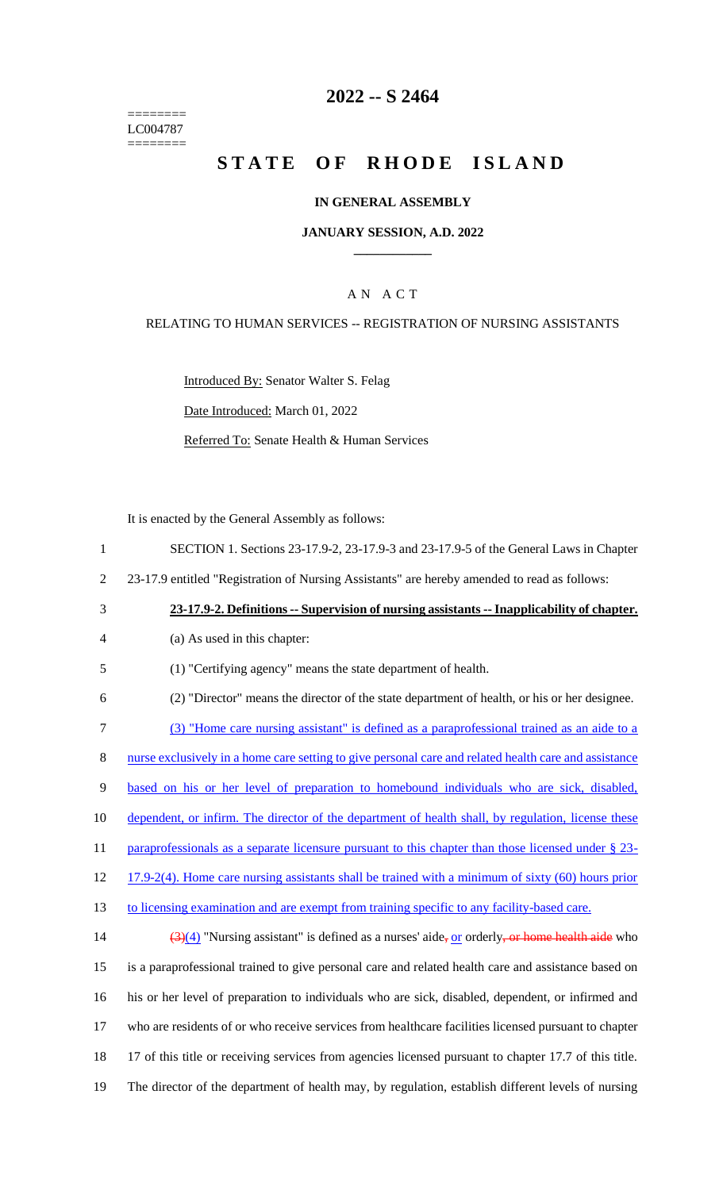========
LC004787
========

# 2022 -- S 2464

# STATE OF RHODE ISLAND

## IN GENERAL ASSEMBLY

### JANUARY SESSION, A.D. 2022

## A N A C T

RELATING TO HUMAN SERVICES -- REGISTRATION OF NURSING ASSISTANTS

Introduced By: Senator Walter S. Felag

Date Introduced: March 01, 2022

Referred To: Senate Health & Human Services

It is enacted by the General Assembly as follows:

SECTION 1. Sections 23-17.9-2, 23-17.9-3 and 23-17.9-5 of the General Laws in Chapter 23-17.9 entitled "Registration of Nursing Assistants" are hereby amended to read as follows:

**23-17.9-2. Definitions -- Supervision of nursing assistants -- Inapplicability of chapter.**

(a) As used in this chapter:

(1) "Certifying agency" means the state department of health.

(2) "Director" means the director of the state department of health, or his or her designee.

(3) "Home care nursing assistant" is defined as a paraprofessional trained as an aide to a nurse exclusively in a home care setting to give personal care and related health care and assistance based on his or her level of preparation to homebound individuals who are sick, disabled, dependent, or infirm. The director of the department of health shall, by regulation, license these paraprofessionals as a separate licensure pursuant to this chapter than those licensed under § 23-17.9-2(4). Home care nursing assistants shall be trained with a minimum of sixty (60) hours prior to licensing examination and are exempt from training specific to any facility-based care.

~~(3)~~(4) "Nursing assistant" is defined as a nurses' aide~~,~~ or orderly~~, or home health aide~~ who is a paraprofessional trained to give personal care and related health care and assistance based on his or her level of preparation to individuals who are sick, disabled, dependent, or infirmed and who are residents of or who receive services from healthcare facilities licensed pursuant to chapter 17 of this title or receiving services from agencies licensed pursuant to chapter 17.7 of this title. The director of the department of health may, by regulation, establish different levels of nursing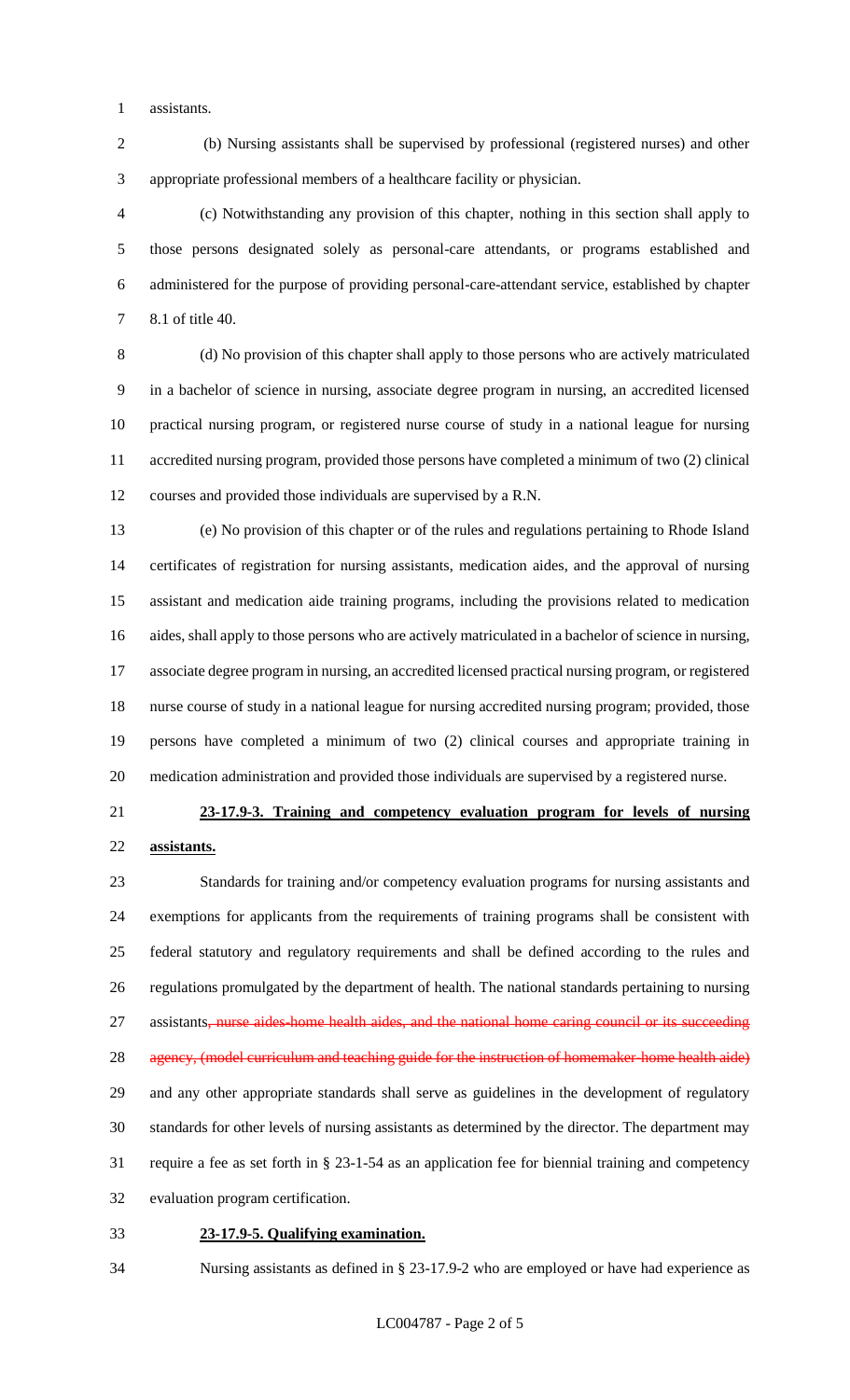assistants.

(b) Nursing assistants shall be supervised by professional (registered nurses) and other appropriate professional members of a healthcare facility or physician.

(c) Notwithstanding any provision of this chapter, nothing in this section shall apply to those persons designated solely as personal-care attendants, or programs established and administered for the purpose of providing personal-care-attendant service, established by chapter 8.1 of title 40.

(d) No provision of this chapter shall apply to those persons who are actively matriculated in a bachelor of science in nursing, associate degree program in nursing, an accredited licensed practical nursing program, or registered nurse course of study in a national league for nursing accredited nursing program, provided those persons have completed a minimum of two (2) clinical courses and provided those individuals are supervised by a R.N.

(e) No provision of this chapter or of the rules and regulations pertaining to Rhode Island certificates of registration for nursing assistants, medication aides, and the approval of nursing assistant and medication aide training programs, including the provisions related to medication aides, shall apply to those persons who are actively matriculated in a bachelor of science in nursing, associate degree program in nursing, an accredited licensed practical nursing program, or registered nurse course of study in a national league for nursing accredited nursing program; provided, those persons have completed a minimum of two (2) clinical courses and appropriate training in medication administration and provided those individuals are supervised by a registered nurse.

**23-17.9-3. Training and competency evaluation program for levels of nursing assistants.**

Standards for training and/or competency evaluation programs for nursing assistants and exemptions for applicants from the requirements of training programs shall be consistent with federal statutory and regulatory requirements and shall be defined according to the rules and regulations promulgated by the department of health. The national standards pertaining to nursing assistants~~, nurse aides-home health aides, and the national home caring council or its succeeding agency, (model curriculum and teaching guide for the instruction of homemaker-home health aide)~~ and any other appropriate standards shall serve as guidelines in the development of regulatory standards for other levels of nursing assistants as determined by the director. The department may require a fee as set forth in § 23-1-54 as an application fee for biennial training and competency evaluation program certification.

**23-17.9-5. Qualifying examination.**

Nursing assistants as defined in § 23-17.9-2 who are employed or have had experience as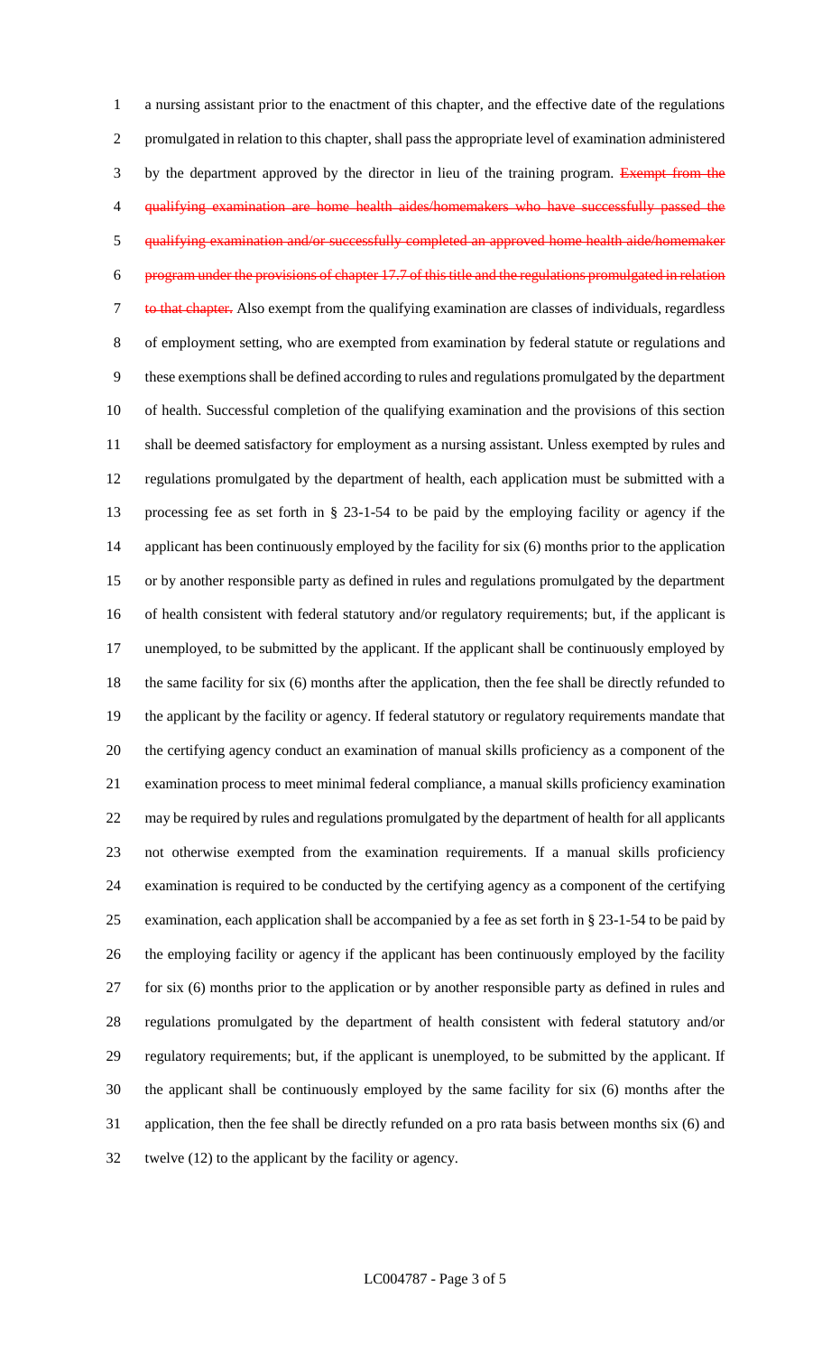a nursing assistant prior to the enactment of this chapter, and the effective date of the regulations promulgated in relation to this chapter, shall pass the appropriate level of examination administered by the department approved by the director in lieu of the training program. ~~Exempt from the qualifying examination are home health aides/homemakers who have successfully passed the qualifying examination and/or successfully completed an approved home health aide/homemaker program under the provisions of chapter 17.7 of this title and the regulations promulgated in relation to that chapter.~~ Also exempt from the qualifying examination are classes of individuals, regardless of employment setting, who are exempted from examination by federal statute or regulations and these exemptions shall be defined according to rules and regulations promulgated by the department of health. Successful completion of the qualifying examination and the provisions of this section shall be deemed satisfactory for employment as a nursing assistant. Unless exempted by rules and regulations promulgated by the department of health, each application must be submitted with a processing fee as set forth in § 23-1-54 to be paid by the employing facility or agency if the applicant has been continuously employed by the facility for six (6) months prior to the application or by another responsible party as defined in rules and regulations promulgated by the department of health consistent with federal statutory and/or regulatory requirements; but, if the applicant is unemployed, to be submitted by the applicant. If the applicant shall be continuously employed by the same facility for six (6) months after the application, then the fee shall be directly refunded to the applicant by the facility or agency. If federal statutory or regulatory requirements mandate that the certifying agency conduct an examination of manual skills proficiency as a component of the examination process to meet minimal federal compliance, a manual skills proficiency examination may be required by rules and regulations promulgated by the department of health for all applicants not otherwise exempted from the examination requirements. If a manual skills proficiency examination is required to be conducted by the certifying agency as a component of the certifying examination, each application shall be accompanied by a fee as set forth in § 23-1-54 to be paid by the employing facility or agency if the applicant has been continuously employed by the facility for six (6) months prior to the application or by another responsible party as defined in rules and regulations promulgated by the department of health consistent with federal statutory and/or regulatory requirements; but, if the applicant is unemployed, to be submitted by the applicant. If the applicant shall be continuously employed by the same facility for six (6) months after the application, then the fee shall be directly refunded on a pro rata basis between months six (6) and twelve (12) to the applicant by the facility or agency.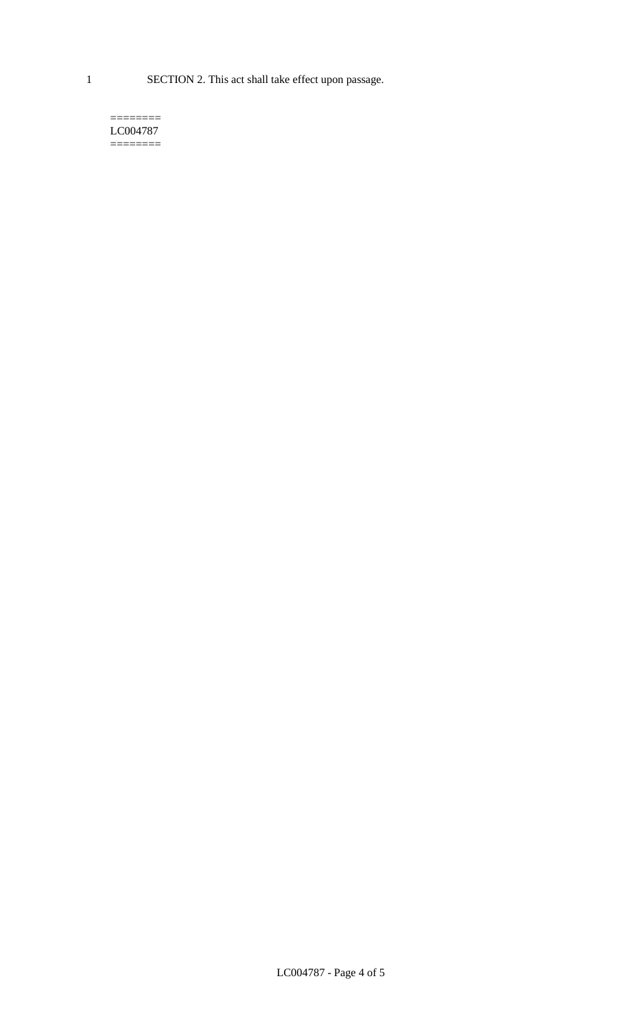SECTION 2. This act shall take effect upon passage.

========
LC004787
========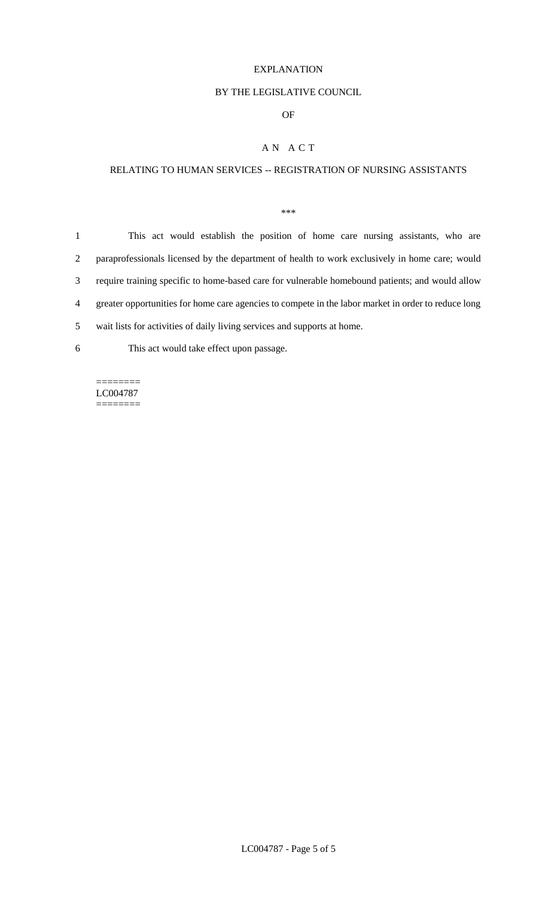EXPLANATION

BY THE LEGISLATIVE COUNCIL

OF

A N A C T

RELATING TO HUMAN SERVICES -- REGISTRATION OF NURSING ASSISTANTS

\*\*\*

This act would establish the position of home care nursing assistants, who are paraprofessionals licensed by the department of health to work exclusively in home care; would require training specific to home-based care for vulnerable homebound patients; and would allow greater opportunities for home care agencies to compete in the labor market in order to reduce long wait lists for activities of daily living services and supports at home.

This act would take effect upon passage.

========
LC004787
========